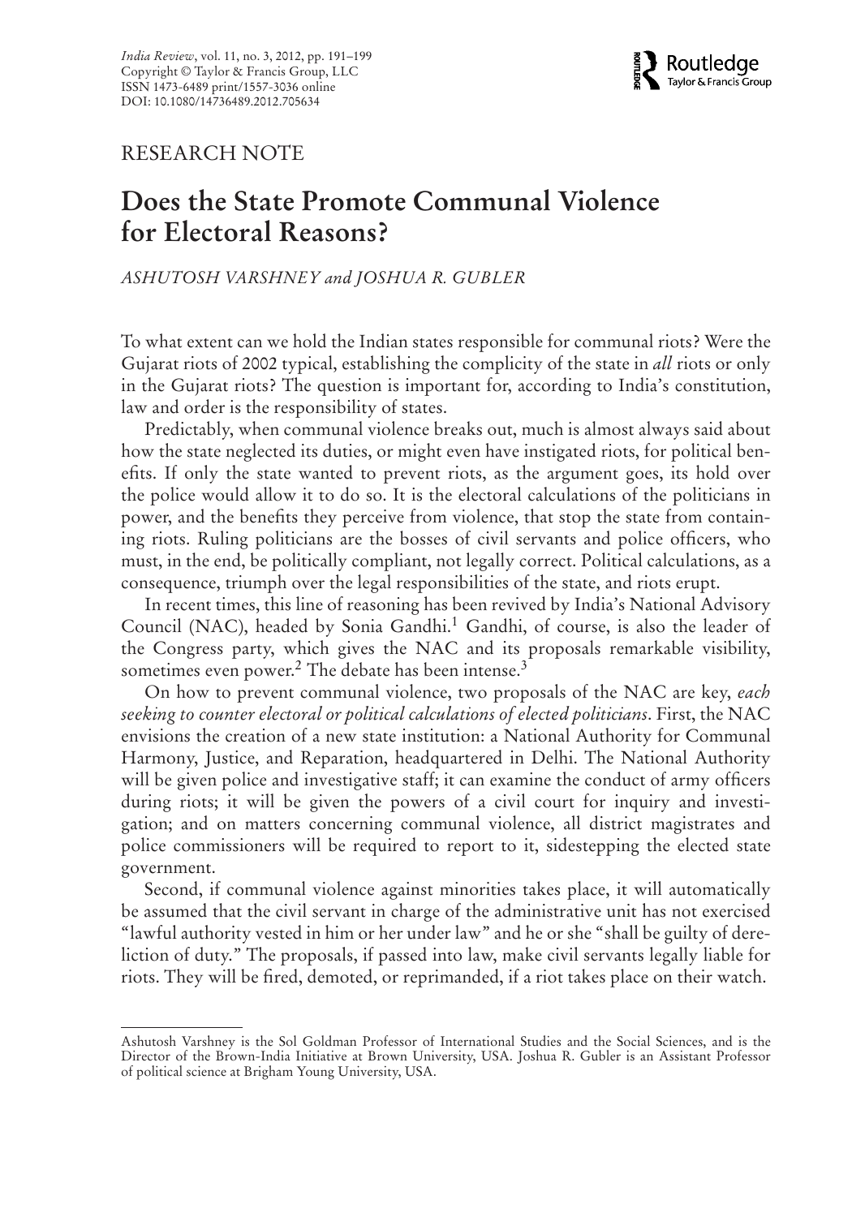RESEARCH NOTE

# Does the State Promote Communal Violence for Electoral Reasons?

*ASHUTOSH VARSHNEY and JOSHUA R. GUBLER*

To what extent can we hold the Indian states responsible for communal riots? Were the Gujarat riots of 2002 typical, establishing the complicity of the state in *all* riots or only in the Gujarat riots? The question is important for, according to India's constitution, law and order is the responsibility of states.

Predictably, when communal violence breaks out, much is almost always said about how the state neglected its duties, or might even have instigated riots, for political benefits. If only the state wanted to prevent riots, as the argument goes, its hold over the police would allow it to do so. It is the electoral calculations of the politicians in power, and the benefits they perceive from violence, that stop the state from containing riots. Ruling politicians are the bosses of civil servants and police officers, who must, in the end, be politically compliant, not legally correct. Political calculations, as a consequence, triumph over the legal responsibilities of the state, and riots erupt.

In recent times, this line of reasoning has been revived by India's National Advisory Council (NAC), headed by Sonia Gandhi.[1] Gandhi, of course, is also the leader of the Congress party, which gives the NAC and its proposals remarkable visibility, sometimes even power.[2] The debate has been intense.[3]

On how to prevent communal violence, two proposals of the NAC are key, *each seeking to counter electoral or political calculations of elected politicians*. First, the NAC envisions the creation of a new state institution: a National Authority for Communal Harmony, Justice, and Reparation, headquartered in Delhi. The National Authority will be given police and investigative staff; it can examine the conduct of army officers during riots; it will be given the powers of a civil court for inquiry and investigation; and on matters concerning communal violence, all district magistrates and police commissioners will be required to report to it, sidestepping the elected state government.

Second, if communal violence against minorities takes place, it will automatically be assumed that the civil servant in charge of the administrative unit has not exercised "lawful authority vested in him or her under law" and he or she "shall be guilty of dereliction of duty." The proposals, if passed into law, make civil servants legally liable for riots. They will be fired, demoted, or reprimanded, if a riot takes place on their watch.

---

Ashutosh Varshney is the Sol Goldman Professor of International Studies and the Social Sciences, and is the Director of the Brown-India Initiative at Brown University, USA. Joshua R. Gubler is an Assistant Professor of political science at Brigham Young University, USA.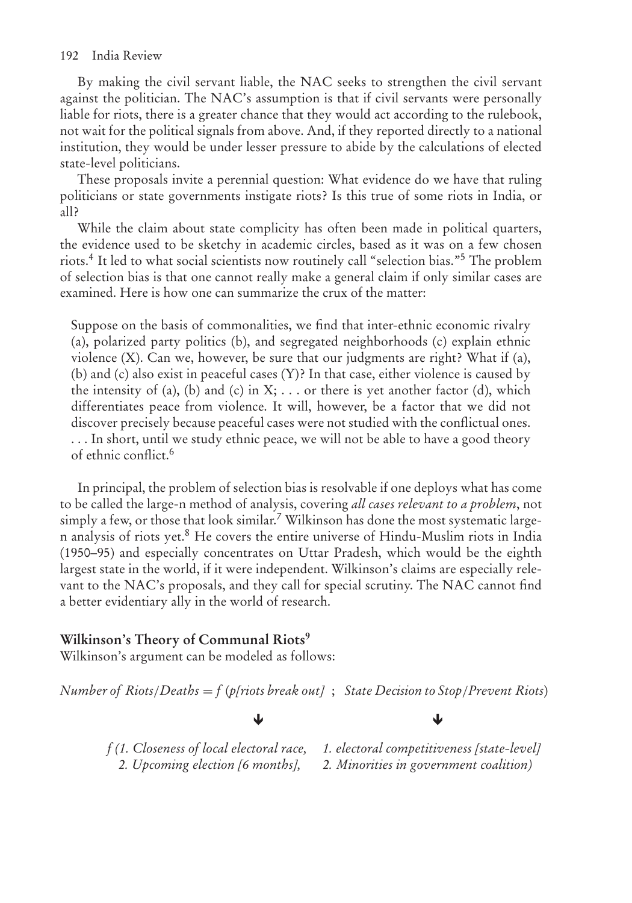By making the civil servant liable, the NAC seeks to strengthen the civil servant against the politician. The NAC's assumption is that if civil servants were personally liable for riots, there is a greater chance that they would act according to the rulebook, not wait for the political signals from above. And, if they reported directly to a national institution, they would be under lesser pressure to abide by the calculations of elected state-level politicians.

These proposals invite a perennial question: What evidence do we have that ruling politicians or state governments instigate riots? Is this true of some riots in India, or all?

While the claim about state complicity has often been made in political quarters, the evidence used to be sketchy in academic circles, based as it was on a few chosen riots.[4] It led to what social scientists now routinely call "selection bias."[5] The problem of selection bias is that one cannot really make a general claim if only similar cases are examined. Here is how one can summarize the crux of the matter:

> Suppose on the basis of commonalities, we find that inter-ethnic economic rivalry (a), polarized party politics (b), and segregated neighborhoods (c) explain ethnic violence (X). Can we, however, be sure that our judgments are right? What if (a), (b) and (c) also exist in peaceful cases (Y)? In that case, either violence is caused by the intensity of (a), (b) and (c) in X; . . . or there is yet another factor (d), which differentiates peace from violence. It will, however, be a factor that we did not discover precisely because peaceful cases were not studied with the conflictual ones. . . . In short, until we study ethnic peace, we will not be able to have a good theory of ethnic conflict.[6]

In principal, the problem of selection bias is resolvable if one deploys what has come to be called the large-n method of analysis, covering *all cases relevant to a problem*, not simply a few, or those that look similar.[7] Wilkinson has done the most systematic large-n analysis of riots yet.[8] He covers the entire universe of Hindu-Muslim riots in India (1950–95) and especially concentrates on Uttar Pradesh, which would be the eighth largest state in the world, if it were independent. Wilkinson's claims are especially relevant to the NAC's proposals, and they call for special scrutiny. The NAC cannot find a better evidentiary ally in the world of research.

## Wilkinson's Theory of Communal Riots[9]

Wilkinson's argument can be modeled as follows:

*Number of Riots/Deaths = f (p[riots break out] ; State Decision to Stop/Prevent Riots)*

↓ ↓

*f (1. Closeness of local electoral race, 2. Upcoming election [6 months],* *1. electoral competitiveness [state-level] 2. Minorities in government coalition)*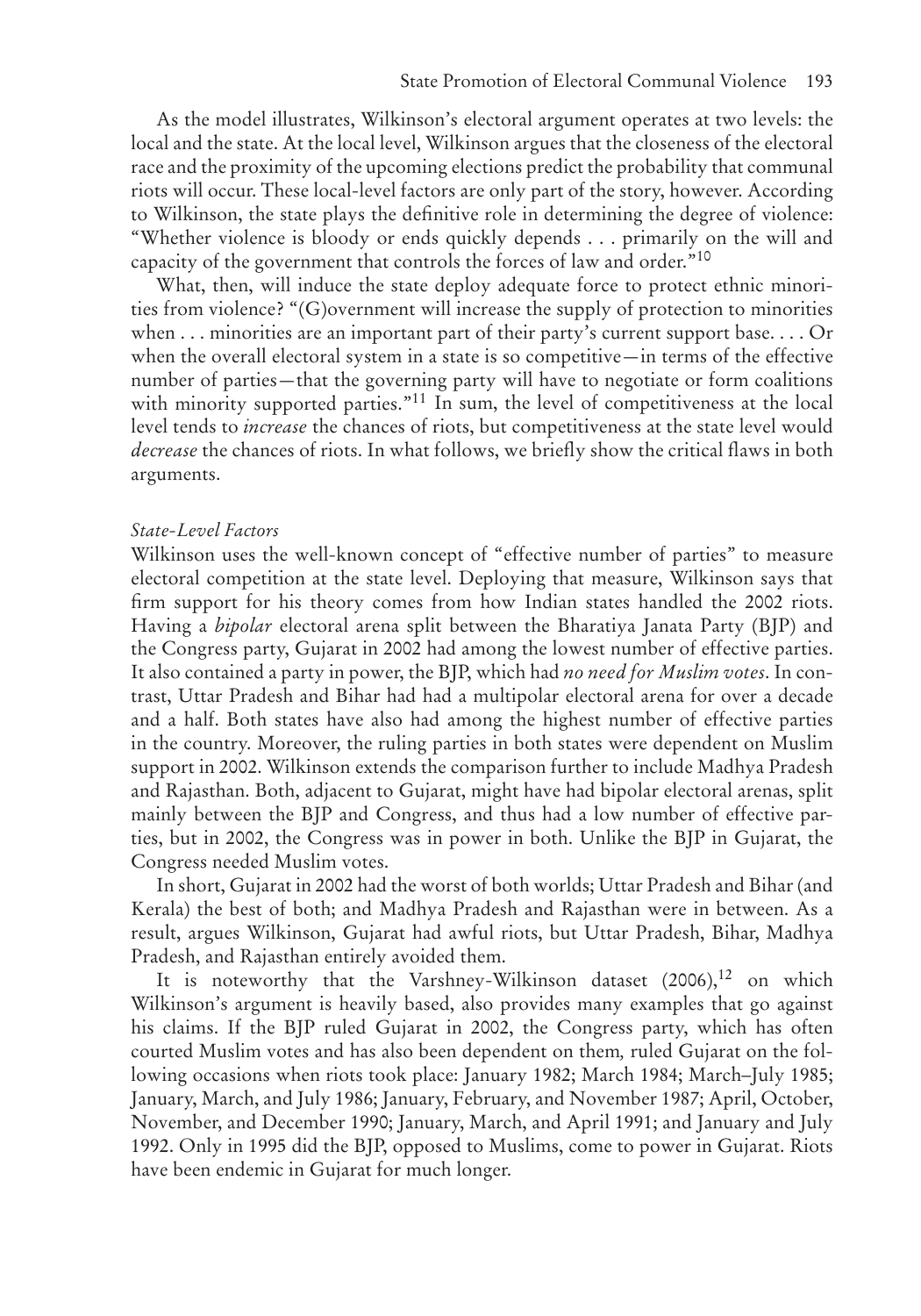As the model illustrates, Wilkinson's electoral argument operates at two levels: the local and the state. At the local level, Wilkinson argues that the closeness of the electoral race and the proximity of the upcoming elections predict the probability that communal riots will occur. These local-level factors are only part of the story, however. According to Wilkinson, the state plays the definitive role in determining the degree of violence: "Whether violence is bloody or ends quickly depends . . . primarily on the will and capacity of the government that controls the forces of law and order."[10]

What, then, will induce the state deploy adequate force to protect ethnic minorities from violence? "(G)overnment will increase the supply of protection to minorities when . . . minorities are an important part of their party's current support base. . . . Or when the overall electoral system in a state is so competitive—in terms of the effective number of parties—that the governing party will have to negotiate or form coalitions with minority supported parties."[11] In sum, the level of competitiveness at the local level tends to *increase* the chances of riots, but competitiveness at the state level would *decrease* the chances of riots. In what follows, we briefly show the critical flaws in both arguments.

### *State-Level Factors*

Wilkinson uses the well-known concept of "effective number of parties" to measure electoral competition at the state level. Deploying that measure, Wilkinson says that firm support for his theory comes from how Indian states handled the 2002 riots. Having a *bipolar* electoral arena split between the Bharatiya Janata Party (BJP) and the Congress party, Gujarat in 2002 had among the lowest number of effective parties. It also contained a party in power, the BJP, which had *no need for Muslim votes*. In contrast, Uttar Pradesh and Bihar had had a multipolar electoral arena for over a decade and a half. Both states have also had among the highest number of effective parties in the country. Moreover, the ruling parties in both states were dependent on Muslim support in 2002. Wilkinson extends the comparison further to include Madhya Pradesh and Rajasthan. Both, adjacent to Gujarat, might have had bipolar electoral arenas, split mainly between the BJP and Congress, and thus had a low number of effective parties, but in 2002, the Congress was in power in both. Unlike the BJP in Gujarat, the Congress needed Muslim votes.

In short, Gujarat in 2002 had the worst of both worlds; Uttar Pradesh and Bihar (and Kerala) the best of both; and Madhya Pradesh and Rajasthan were in between. As a result, argues Wilkinson, Gujarat had awful riots, but Uttar Pradesh, Bihar, Madhya Pradesh, and Rajasthan entirely avoided them.

It is noteworthy that the Varshney-Wilkinson dataset (2006),[12] on which Wilkinson's argument is heavily based, also provides many examples that go against his claims. If the BJP ruled Gujarat in 2002, the Congress party, which has often courted Muslim votes and has also been dependent on them, ruled Gujarat on the following occasions when riots took place: January 1982; March 1984; March–July 1985; January, March, and July 1986; January, February, and November 1987; April, October, November, and December 1990; January, March, and April 1991; and January and July 1992. Only in 1995 did the BJP, opposed to Muslims, come to power in Gujarat. Riots have been endemic in Gujarat for much longer.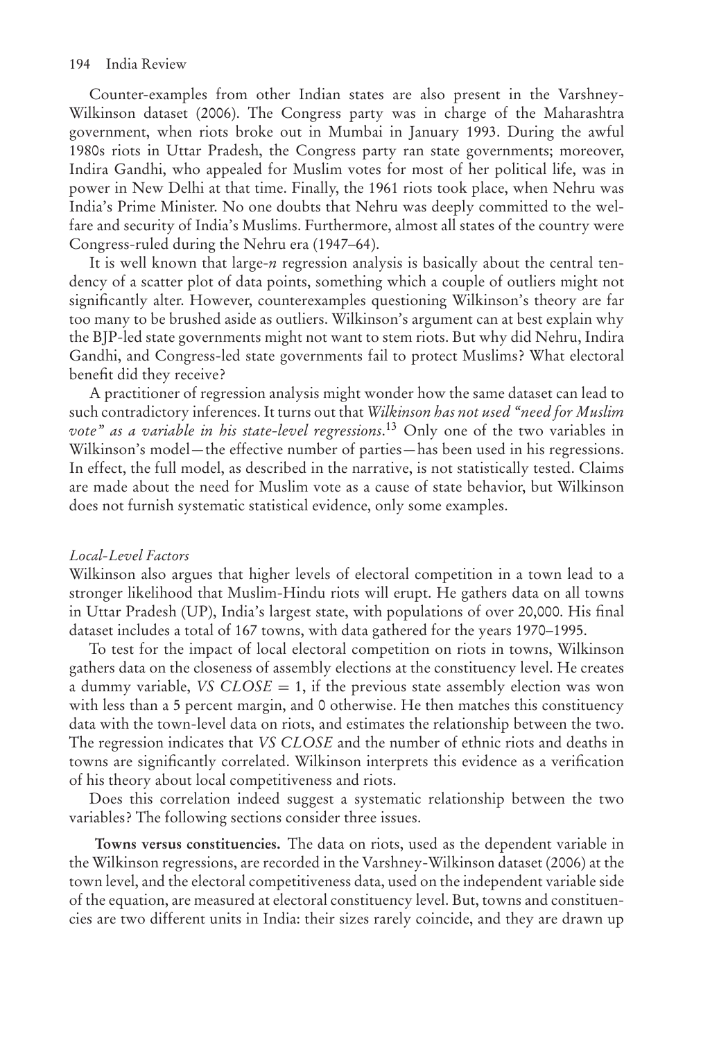Counter-examples from other Indian states are also present in the Varshney-Wilkinson dataset (2006). The Congress party was in charge of the Maharashtra government, when riots broke out in Mumbai in January 1993. During the awful 1980s riots in Uttar Pradesh, the Congress party ran state governments; moreover, Indira Gandhi, who appealed for Muslim votes for most of her political life, was in power in New Delhi at that time. Finally, the 1961 riots took place, when Nehru was India's Prime Minister. No one doubts that Nehru was deeply committed to the welfare and security of India's Muslims. Furthermore, almost all states of the country were Congress-ruled during the Nehru era (1947–64).

It is well known that large-*n* regression analysis is basically about the central tendency of a scatter plot of data points, something which a couple of outliers might not significantly alter. However, counterexamples questioning Wilkinson's theory are far too many to be brushed aside as outliers. Wilkinson's argument can at best explain why the BJP-led state governments might not want to stem riots. But why did Nehru, Indira Gandhi, and Congress-led state governments fail to protect Muslims? What electoral benefit did they receive?

A practitioner of regression analysis might wonder how the same dataset can lead to such contradictory inferences. It turns out that *Wilkinson has not used "need for Muslim vote" as a variable in his state-level regressions*.[13] Only one of the two variables in Wilkinson's model—the effective number of parties—has been used in his regressions. In effect, the full model, as described in the narrative, is not statistically tested. Claims are made about the need for Muslim vote as a cause of state behavior, but Wilkinson does not furnish systematic statistical evidence, only some examples.

### *Local-Level Factors*

Wilkinson also argues that higher levels of electoral competition in a town lead to a stronger likelihood that Muslim-Hindu riots will erupt. He gathers data on all towns in Uttar Pradesh (UP), India's largest state, with populations of over 20,000. His final dataset includes a total of 167 towns, with data gathered for the years 1970–1995.

To test for the impact of local electoral competition on riots in towns, Wilkinson gathers data on the closeness of assembly elections at the constituency level. He creates a dummy variable, $VS\ CLOSE = 1$, if the previous state assembly election was won with less than a 5 percent margin, and 0 otherwise. He then matches this constituency data with the town-level data on riots, and estimates the relationship between the two. The regression indicates that *VS CLOSE* and the number of ethnic riots and deaths in towns are significantly correlated. Wilkinson interprets this evidence as a verification of his theory about local competitiveness and riots.

Does this correlation indeed suggest a systematic relationship between the two variables? The following sections consider three issues.

**Towns versus constituencies.** The data on riots, used as the dependent variable in the Wilkinson regressions, are recorded in the Varshney-Wilkinson dataset (2006) at the town level, and the electoral competitiveness data, used on the independent variable side of the equation, are measured at electoral constituency level. But, towns and constituencies are two different units in India: their sizes rarely coincide, and they are drawn up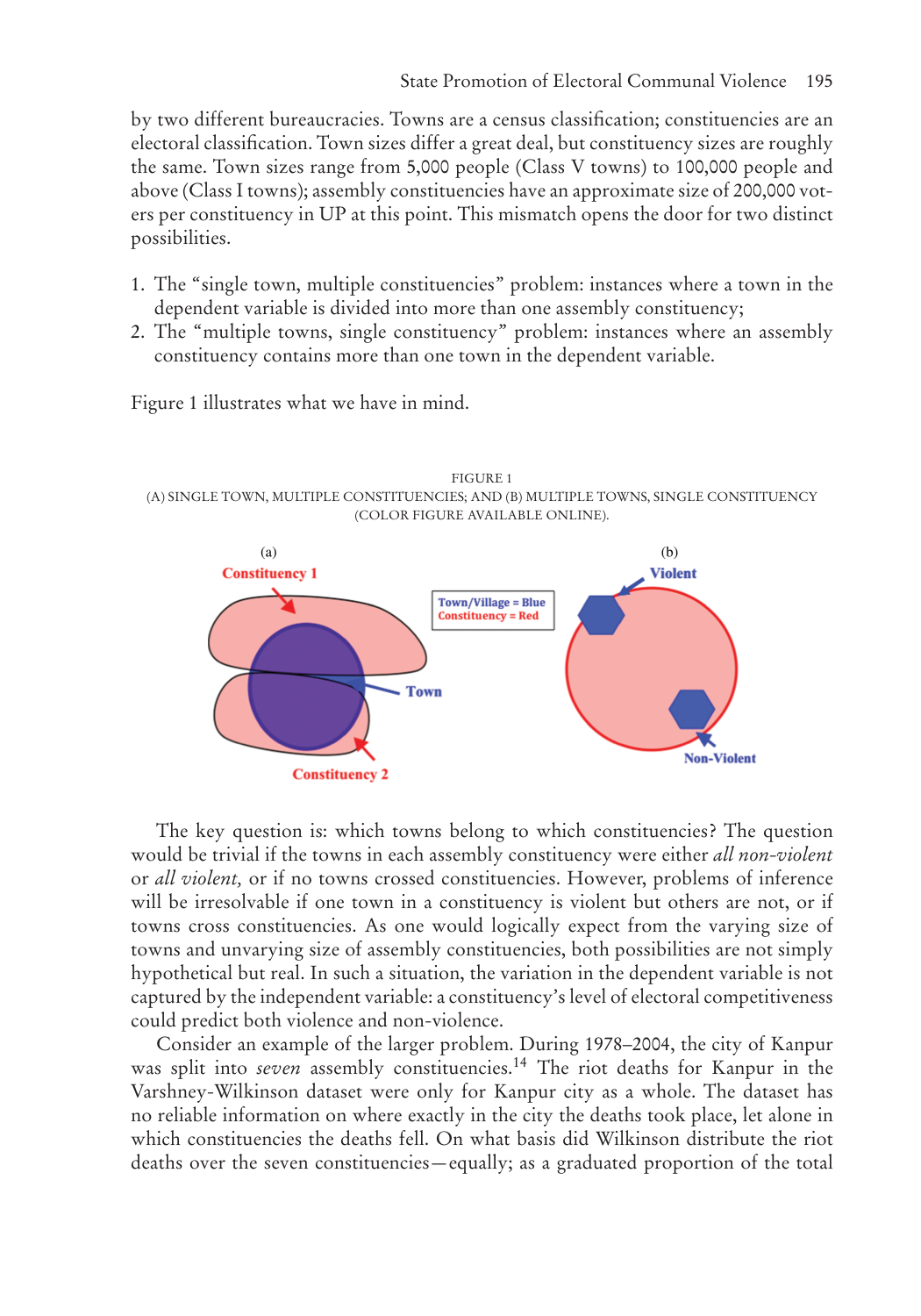by two different bureaucracies. Towns are a census classification; constituencies are an electoral classification. Town sizes differ a great deal, but constituency sizes are roughly the same. Town sizes range from 5,000 people (Class V towns) to 100,000 people and above (Class I towns); assembly constituencies have an approximate size of 200,000 voters per constituency in UP at this point. This mismatch opens the door for two distinct possibilities.

1. The "single town, multiple constituencies" problem: instances where a town in the dependent variable is divided into more than one assembly constituency;
2. The "multiple towns, single constituency" problem: instances where an assembly constituency contains more than one town in the dependent variable.

Figure 1 illustrates what we have in mind.

FIGURE 1
(A) SINGLE TOWN, MULTIPLE CONSTITUENCIES; AND (B) MULTIPLE TOWNS, SINGLE CONSTITUENCY (COLOR FIGURE AVAILABLE ONLINE).

(a) Constituency 1, Town, Constituency 2

Town/Village = Blue
Constituency = Red

(b) Violent, Non-Violent

The key question is: which towns belong to which constituencies? The question would be trivial if the towns in each assembly constituency were either *all non-violent* or *all violent,* or if no towns crossed constituencies. However, problems of inference will be irresolvable if one town in a constituency is violent but others are not, or if towns cross constituencies. As one would logically expect from the varying size of towns and unvarying size of assembly constituencies, both possibilities are not simply hypothetical but real. In such a situation, the variation in the dependent variable is not captured by the independent variable: a constituency's level of electoral competitiveness could predict both violence and non-violence.

Consider an example of the larger problem. During 1978–2004, the city of Kanpur was split into *seven* assembly constituencies.[14] The riot deaths for Kanpur in the Varshney-Wilkinson dataset were only for Kanpur city as a whole. The dataset has no reliable information on where exactly in the city the deaths took place, let alone in which constituencies the deaths fell. On what basis did Wilkinson distribute the riot deaths over the seven constituencies—equally; as a graduated proportion of the total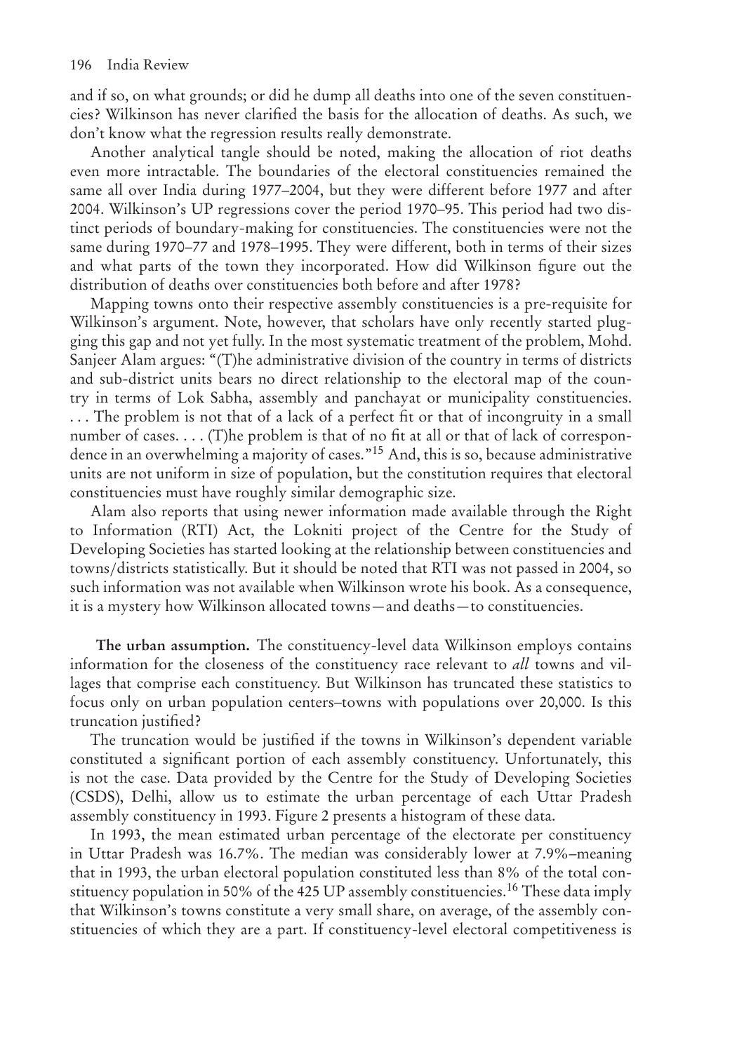and if so, on what grounds; or did he dump all deaths into one of the seven constituencies? Wilkinson has never clarified the basis for the allocation of deaths. As such, we don't know what the regression results really demonstrate.

Another analytical tangle should be noted, making the allocation of riot deaths even more intractable. The boundaries of the electoral constituencies remained the same all over India during 1977–2004, but they were different before 1977 and after 2004. Wilkinson's UP regressions cover the period 1970–95. This period had two distinct periods of boundary-making for constituencies. The constituencies were not the same during 1970–77 and 1978–1995. They were different, both in terms of their sizes and what parts of the town they incorporated. How did Wilkinson figure out the distribution of deaths over constituencies both before and after 1978?

Mapping towns onto their respective assembly constituencies is a pre-requisite for Wilkinson's argument. Note, however, that scholars have only recently started plugging this gap and not yet fully. In the most systematic treatment of the problem, Mohd. Sanjeer Alam argues: "(T)he administrative division of the country in terms of districts and sub-district units bears no direct relationship to the electoral map of the country in terms of Lok Sabha, assembly and panchayat or municipality constituencies. . . . The problem is not that of a lack of a perfect fit or that of incongruity in a small number of cases. . . . (T)he problem is that of no fit at all or that of lack of correspondence in an overwhelming a majority of cases."[15] And, this is so, because administrative units are not uniform in size of population, but the constitution requires that electoral constituencies must have roughly similar demographic size.

Alam also reports that using newer information made available through the Right to Information (RTI) Act, the Lokniti project of the Centre for the Study of Developing Societies has started looking at the relationship between constituencies and towns/districts statistically. But it should be noted that RTI was not passed in 2004, so such information was not available when Wilkinson wrote his book. As a consequence, it is a mystery how Wilkinson allocated towns—and deaths—to constituencies.

**The urban assumption.** The constituency-level data Wilkinson employs contains information for the closeness of the constituency race relevant to *all* towns and villages that comprise each constituency. But Wilkinson has truncated these statistics to focus only on urban population centers–towns with populations over 20,000. Is this truncation justified?

The truncation would be justified if the towns in Wilkinson's dependent variable constituted a significant portion of each assembly constituency. Unfortunately, this is not the case. Data provided by the Centre for the Study of Developing Societies (CSDS), Delhi, allow us to estimate the urban percentage of each Uttar Pradesh assembly constituency in 1993. Figure 2 presents a histogram of these data.

In 1993, the mean estimated urban percentage of the electorate per constituency in Uttar Pradesh was 16.7%. The median was considerably lower at 7.9%–meaning that in 1993, the urban electoral population constituted less than 8% of the total constituency population in 50% of the 425 UP assembly constituencies.[16] These data imply that Wilkinson's towns constitute a very small share, on average, of the assembly constituencies of which they are a part. If constituency-level electoral competitiveness is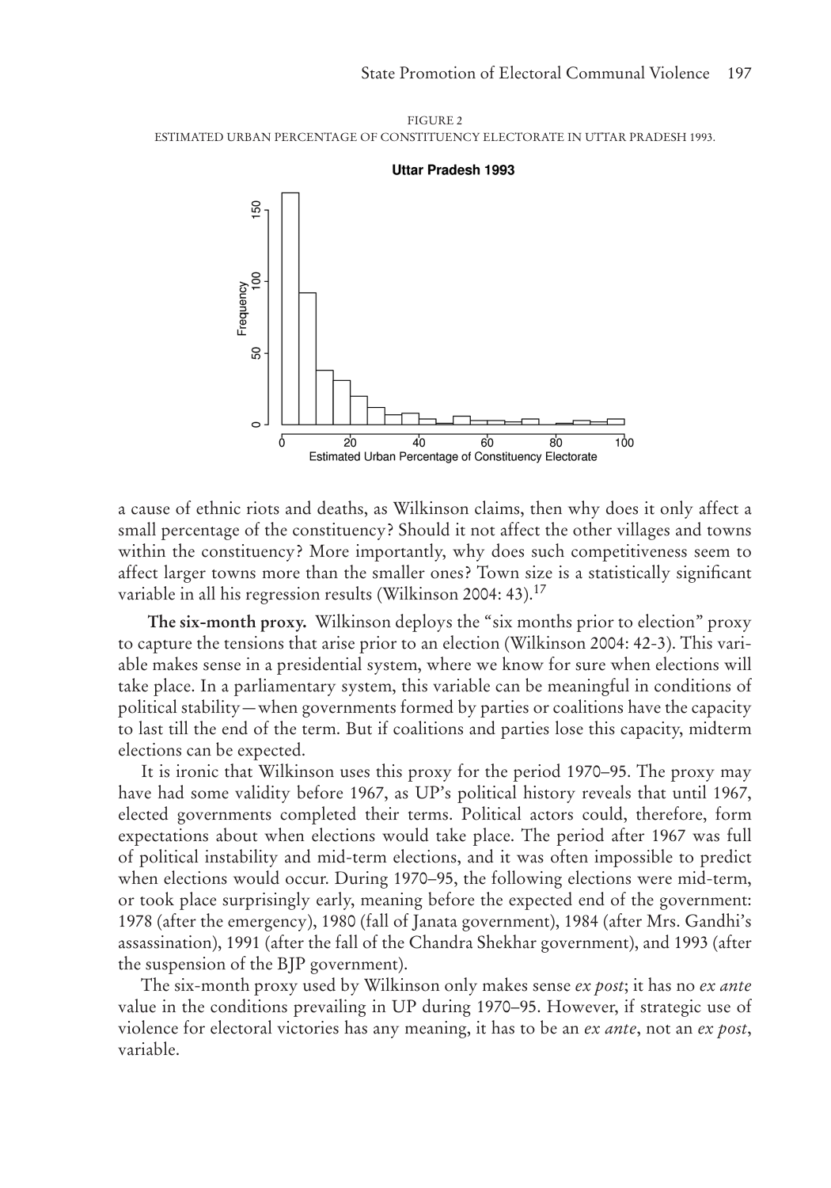FIGURE 2

ESTIMATED URBAN PERCENTAGE OF CONSTITUENCY ELECTORATE IN UTTAR PRADESH 1993.

a cause of ethnic riots and deaths, as Wilkinson claims, then why does it only affect a small percentage of the constituency? Should it not affect the other villages and towns within the constituency? More importantly, why does such competitiveness seem to affect larger towns more than the smaller ones? Town size is a statistically significant variable in all his regression results (Wilkinson 2004: 43).[17]

**The six-month proxy.** Wilkinson deploys the "six months prior to election" proxy to capture the tensions that arise prior to an election (Wilkinson 2004: 42-3). This variable makes sense in a presidential system, where we know for sure when elections will take place. In a parliamentary system, this variable can be meaningful in conditions of political stability—when governments formed by parties or coalitions have the capacity to last till the end of the term. But if coalitions and parties lose this capacity, midterm elections can be expected.

It is ironic that Wilkinson uses this proxy for the period 1970–95. The proxy may have had some validity before 1967, as UP's political history reveals that until 1967, elected governments completed their terms. Political actors could, therefore, form expectations about when elections would take place. The period after 1967 was full of political instability and mid-term elections, and it was often impossible to predict when elections would occur. During 1970–95, the following elections were mid-term, or took place surprisingly early, meaning before the expected end of the government: 1978 (after the emergency), 1980 (fall of Janata government), 1984 (after Mrs. Gandhi's assassination), 1991 (after the fall of the Chandra Shekhar government), and 1993 (after the suspension of the BJP government).

The six-month proxy used by Wilkinson only makes sense *ex post*; it has no *ex ante* value in the conditions prevailing in UP during 1970–95. However, if strategic use of violence for electoral victories has any meaning, it has to be an *ex ante*, not an *ex post*, variable.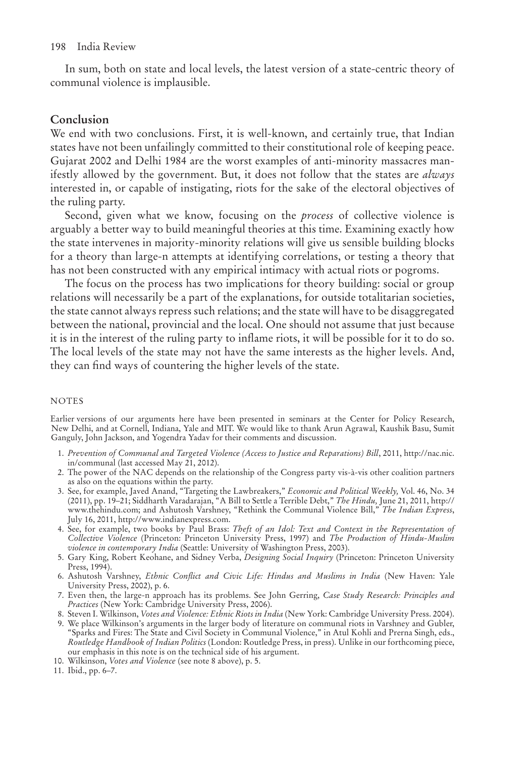In sum, both on state and local levels, the latest version of a state-centric theory of communal violence is implausible.

## Conclusion

We end with two conclusions. First, it is well-known, and certainly true, that Indian states have not been unfailingly committed to their constitutional role of keeping peace. Gujarat 2002 and Delhi 1984 are the worst examples of anti-minority massacres manifestly allowed by the government. But, it does not follow that the states are *always* interested in, or capable of instigating, riots for the sake of the electoral objectives of the ruling party.

Second, given what we know, focusing on the *process* of collective violence is arguably a better way to build meaningful theories at this time. Examining exactly how the state intervenes in majority-minority relations will give us sensible building blocks for a theory than large-n attempts at identifying correlations, or testing a theory that has not been constructed with any empirical intimacy with actual riots or pogroms.

The focus on the process has two implications for theory building: social or group relations will necessarily be a part of the explanations, for outside totalitarian societies, the state cannot always repress such relations; and the state will have to be disaggregated between the national, provincial and the local. One should not assume that just because it is in the interest of the ruling party to inflame riots, it will be possible for it to do so. The local levels of the state may not have the same interests as the higher levels. And, they can find ways of countering the higher levels of the state.

### NOTES

Earlier versions of our arguments here have been presented in seminars at the Center for Policy Research, New Delhi, and at Cornell, Indiana, Yale and MIT. We would like to thank Arun Agrawal, Kaushik Basu, Sumit Ganguly, John Jackson, and Yogendra Yadav for their comments and discussion.

1. *Prevention of Communal and Targeted Violence (Access to Justice and Reparations) Bill*, 2011, http://nac.nic.in/communal (last accessed May 21, 2012).
2. The power of the NAC depends on the relationship of the Congress party vis-à-vis other coalition partners as also on the equations within the party.
3. See, for example, Javed Anand, "Targeting the Lawbreakers," *Economic and Political Weekly,* Vol. 46, No. 34 (2011), pp. 19–21; Siddharth Varadarajan, "A Bill to Settle a Terrible Debt," *The Hindu,* June 21, 2011, http://www.thehindu.com; and Ashutosh Varshney, "Rethink the Communal Violence Bill," *The Indian Express*, July 16, 2011, http://www.indianexpress.com.
4. See, for example, two books by Paul Brass: *Theft of an Idol: Text and Context in the Representation of Collective Violence* (Princeton: Princeton University Press, 1997) and *The Production of Hindu-Muslim violence in contemporary India* (Seattle: University of Washington Press, 2003).
5. Gary King, Robert Keohane, and Sidney Verba, *Designing Social Inquiry* (Princeton: Princeton University Press, 1994).
6. Ashutosh Varshney, *Ethnic Conflict and Civic Life: Hindus and Muslims in India* (New Haven: Yale University Press, 2002), p. 6.
7. Even then, the large-n approach has its problems. See John Gerring, *Case Study Research: Principles and Practices* (New York: Cambridge University Press, 2006).
8. Steven I. Wilkinson, *Votes and Violence: Ethnic Riots in India* (New York: Cambridge University Press. 2004).
9. We place Wilkinson's arguments in the larger body of literature on communal riots in Varshney and Gubler, "Sparks and Fires: The State and Civil Society in Communal Violence," in Atul Kohli and Prerna Singh, eds., *Routledge Handbook of Indian Politics* (London: Routledge Press, in press). Unlike in our forthcoming piece, our emphasis in this note is on the technical side of his argument.
10. Wilkinson, *Votes and Violence* (see note 8 above), p. 5.
11. Ibid., pp. 6–7.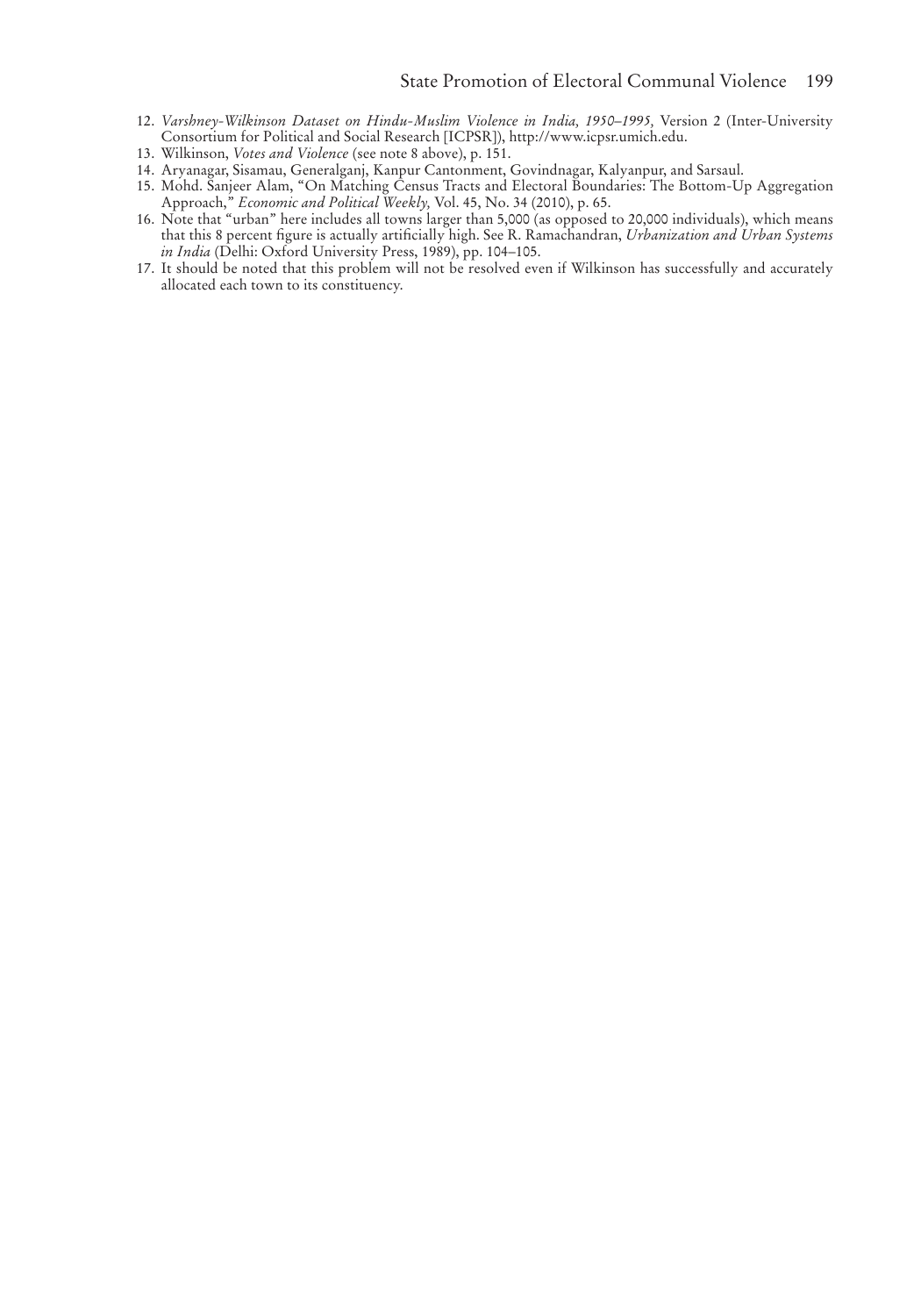12. *Varshney-Wilkinson Dataset on Hindu-Muslim Violence in India, 1950–1995,* Version 2 (Inter-University Consortium for Political and Social Research [ICPSR]), http://www.icpsr.umich.edu.
13. Wilkinson, *Votes and Violence* (see note 8 above), p. 151.
14. Aryanagar, Sisamau, Generalganj, Kanpur Cantonment, Govindnagar, Kalyanpur, and Sarsaul.
15. Mohd. Sanjeer Alam, "On Matching Census Tracts and Electoral Boundaries: The Bottom-Up Aggregation Approach," *Economic and Political Weekly,* Vol. 45, No. 34 (2010), p. 65.
16. Note that "urban" here includes all towns larger than 5,000 (as opposed to 20,000 individuals), which means that this 8 percent figure is actually artificially high. See R. Ramachandran, *Urbanization and Urban Systems in India* (Delhi: Oxford University Press, 1989), pp. 104–105.
17. It should be noted that this problem will not be resolved even if Wilkinson has successfully and accurately allocated each town to its constituency.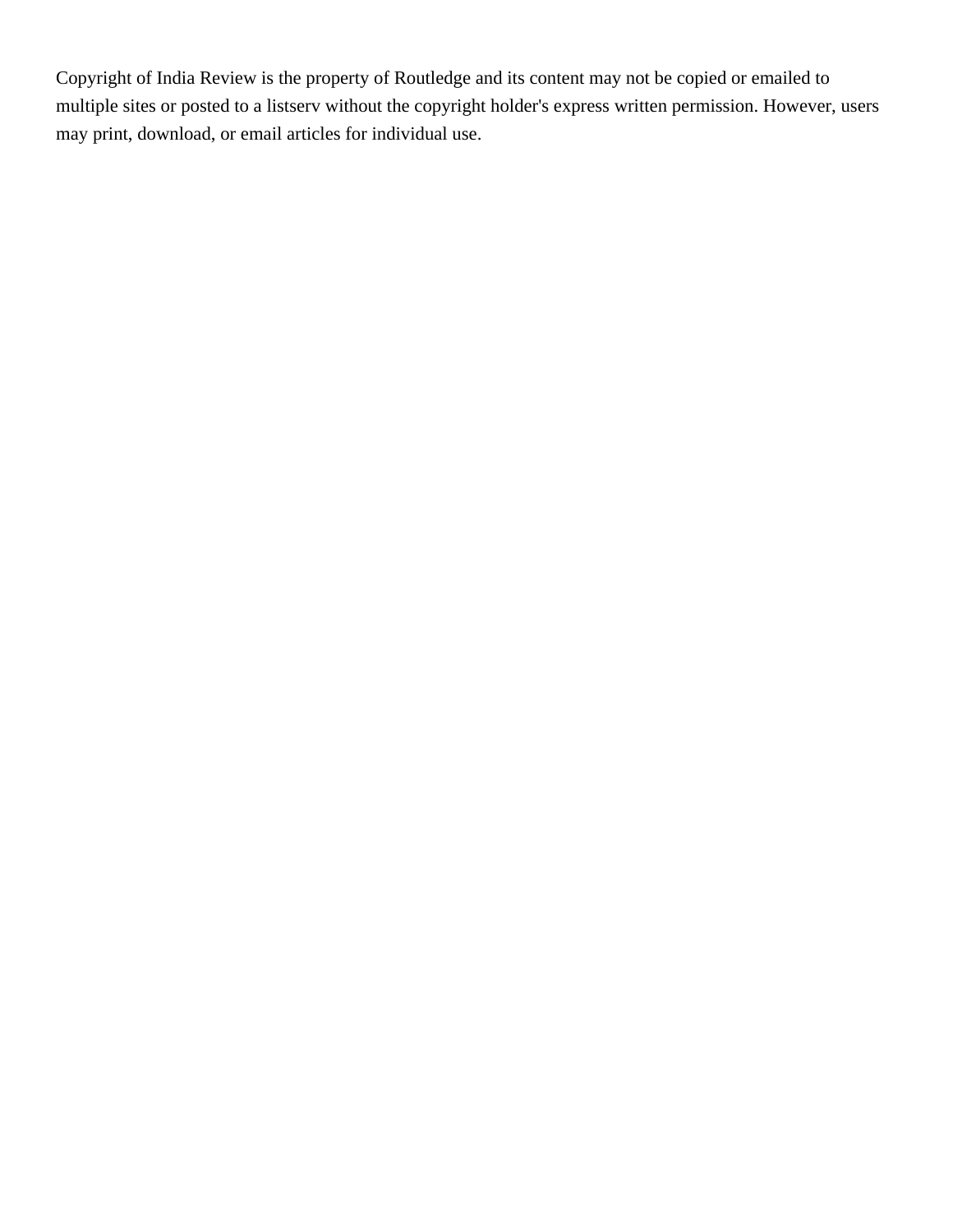Copyright of India Review is the property of Routledge and its content may not be copied or emailed to multiple sites or posted to a listserv without the copyright holder's express written permission. However, users may print, download, or email articles for individual use.